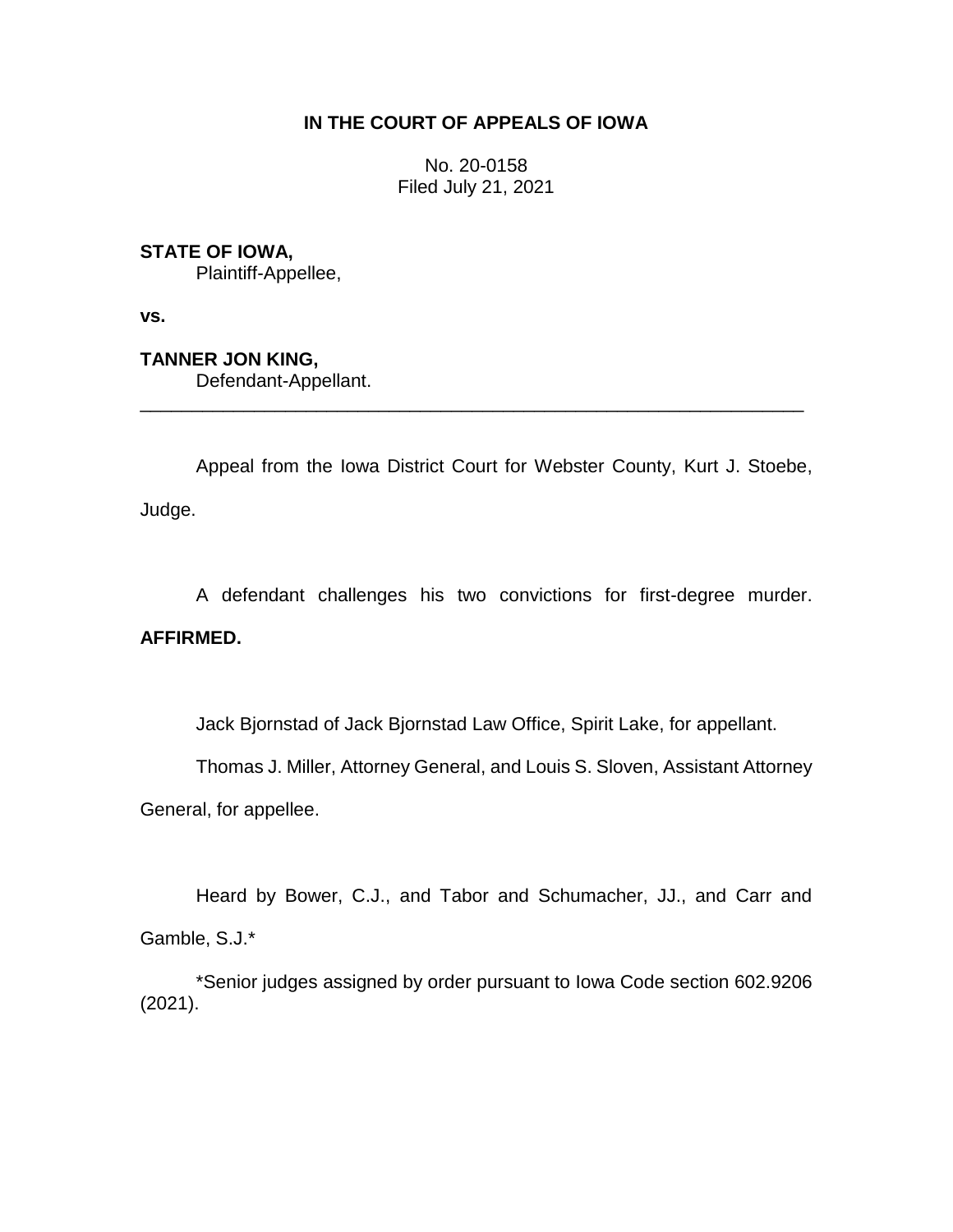**IN THE COURT OF APPEALS OF IOWA**

No. 20-0158
Filed July 21, 2021

**STATE OF IOWA,**
Plaintiff-Appellee,

**vs.**

**TANNER JON KING,**
Defendant-Appellant.

---

Appeal from the Iowa District Court for Webster County, Kurt J. Stoebe, Judge.

A defendant challenges his two convictions for first-degree murder. **AFFIRMED.**

Jack Bjornstad of Jack Bjornstad Law Office, Spirit Lake, for appellant.

Thomas J. Miller, Attorney General, and Louis S. Sloven, Assistant Attorney General, for appellee.

Heard by Bower, C.J., and Tabor and Schumacher, JJ., and Carr and Gamble, S.J.*

*Senior judges assigned by order pursuant to Iowa Code section 602.9206 (2021).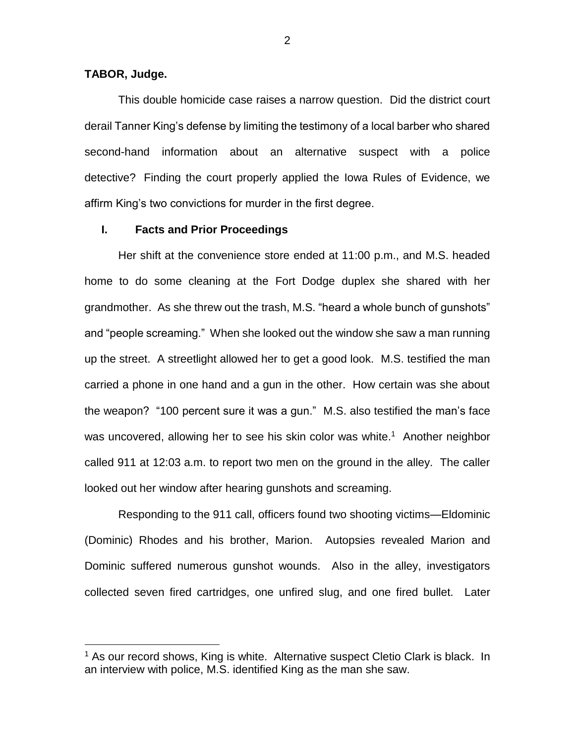**TABOR, Judge.**

This double homicide case raises a narrow question. Did the district court derail Tanner King's defense by limiting the testimony of a local barber who shared second-hand information about an alternative suspect with a police detective? Finding the court properly applied the Iowa Rules of Evidence, we affirm King's two convictions for murder in the first degree.

## I. Facts and Prior Proceedings

Her shift at the convenience store ended at 11:00 p.m., and M.S. headed home to do some cleaning at the Fort Dodge duplex she shared with her grandmother. As she threw out the trash, M.S. "heard a whole bunch of gunshots" and "people screaming." When she looked out the window she saw a man running up the street. A streetlight allowed her to get a good look. M.S. testified the man carried a phone in one hand and a gun in the other. How certain was she about the weapon? "100 percent sure it was a gun." M.S. also testified the man's face was uncovered, allowing her to see his skin color was white.[1] Another neighbor called 911 at 12:03 a.m. to report two men on the ground in the alley. The caller looked out her window after hearing gunshots and screaming.

Responding to the 911 call, officers found two shooting victims—Eldominic (Dominic) Rhodes and his brother, Marion. Autopsies revealed Marion and Dominic suffered numerous gunshot wounds. Also in the alley, investigators collected seven fired cartridges, one unfired slug, and one fired bullet. Later

[1] As our record shows, King is white. Alternative suspect Cletio Clark is black. In an interview with police, M.S. identified King as the man she saw.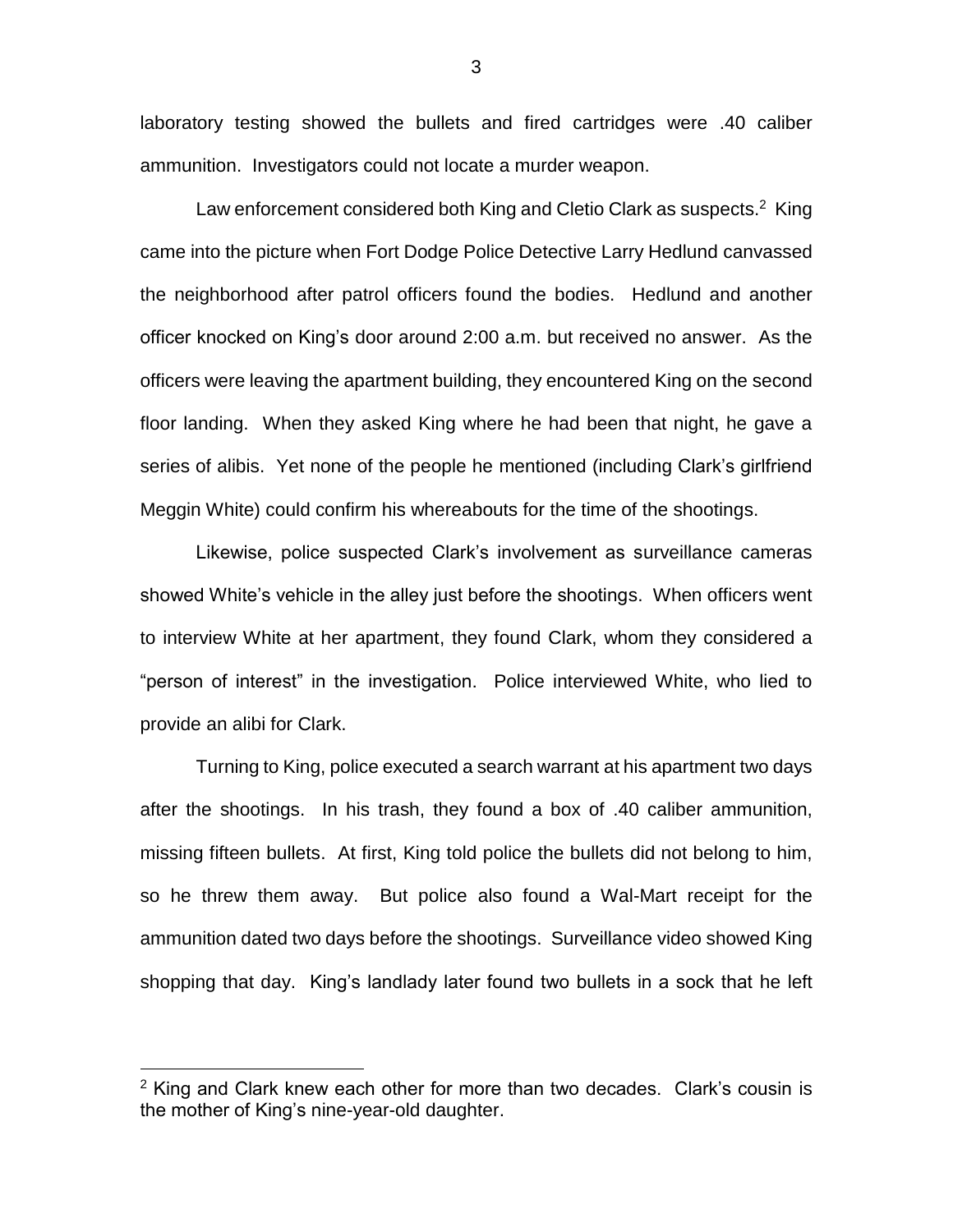laboratory testing showed the bullets and fired cartridges were .40 caliber ammunition. Investigators could not locate a murder weapon.

Law enforcement considered both King and Cletio Clark as suspects.[2] King came into the picture when Fort Dodge Police Detective Larry Hedlund canvassed the neighborhood after patrol officers found the bodies. Hedlund and another officer knocked on King's door around 2:00 a.m. but received no answer. As the officers were leaving the apartment building, they encountered King on the second floor landing. When they asked King where he had been that night, he gave a series of alibis. Yet none of the people he mentioned (including Clark's girlfriend Meggin White) could confirm his whereabouts for the time of the shootings.

Likewise, police suspected Clark's involvement as surveillance cameras showed White's vehicle in the alley just before the shootings. When officers went to interview White at her apartment, they found Clark, whom they considered a "person of interest" in the investigation. Police interviewed White, who lied to provide an alibi for Clark.

Turning to King, police executed a search warrant at his apartment two days after the shootings. In his trash, they found a box of .40 caliber ammunition, missing fifteen bullets. At first, King told police the bullets did not belong to him, so he threw them away. But police also found a Wal-Mart receipt for the ammunition dated two days before the shootings. Surveillance video showed King shopping that day. King's landlady later found two bullets in a sock that he left

---

[2] King and Clark knew each other for more than two decades. Clark's cousin is the mother of King's nine-year-old daughter.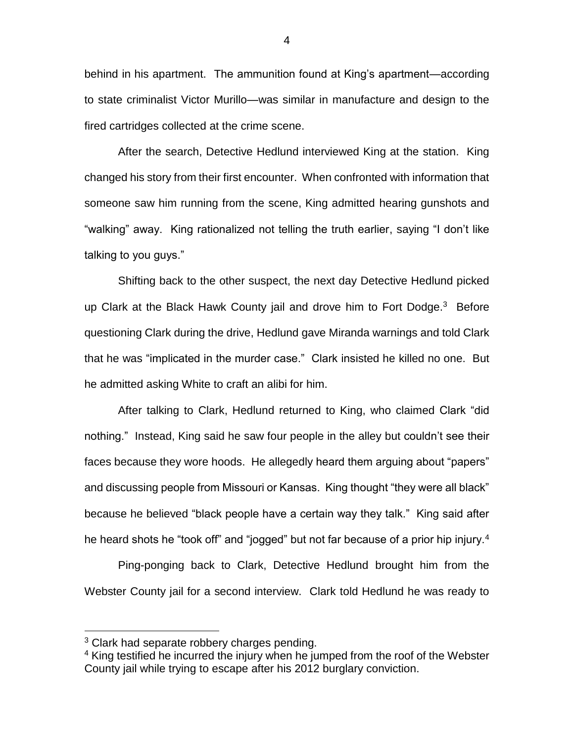behind in his apartment. The ammunition found at King's apartment—according to state criminalist Victor Murillo—was similar in manufacture and design to the fired cartridges collected at the crime scene.

After the search, Detective Hedlund interviewed King at the station. King changed his story from their first encounter. When confronted with information that someone saw him running from the scene, King admitted hearing gunshots and "walking" away. King rationalized not telling the truth earlier, saying "I don't like talking to you guys."

Shifting back to the other suspect, the next day Detective Hedlund picked up Clark at the Black Hawk County jail and drove him to Fort Dodge.[3] Before questioning Clark during the drive, Hedlund gave Miranda warnings and told Clark that he was "implicated in the murder case." Clark insisted he killed no one. But he admitted asking White to craft an alibi for him.

After talking to Clark, Hedlund returned to King, who claimed Clark "did nothing." Instead, King said he saw four people in the alley but couldn't see their faces because they wore hoods. He allegedly heard them arguing about "papers" and discussing people from Missouri or Kansas. King thought "they were all black" because he believed "black people have a certain way they talk." King said after he heard shots he "took off" and "jogged" but not far because of a prior hip injury.[4]

Ping-ponging back to Clark, Detective Hedlund brought him from the Webster County jail for a second interview. Clark told Hedlund he was ready to

---

[3] Clark had separate robbery charges pending.

[4] King testified he incurred the injury when he jumped from the roof of the Webster County jail while trying to escape after his 2012 burglary conviction.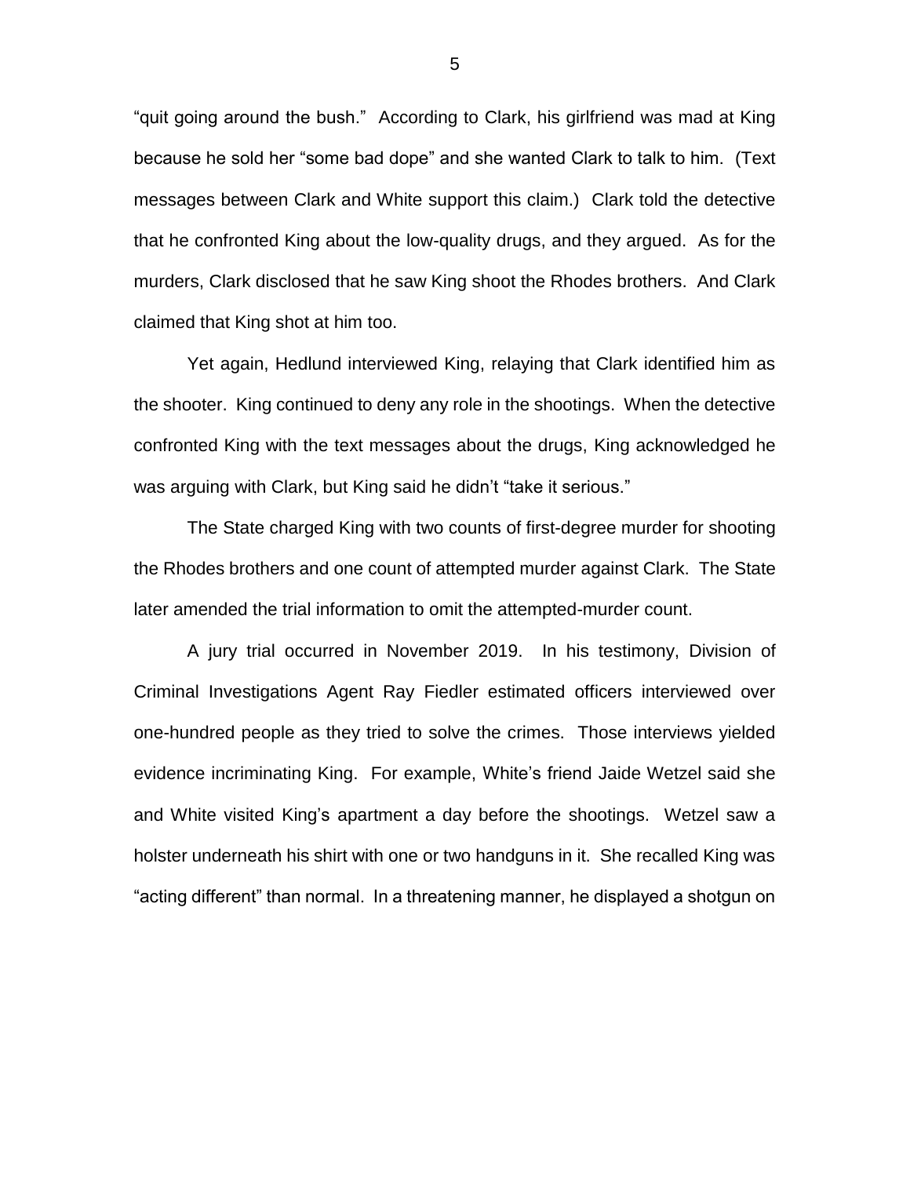"quit going around the bush." According to Clark, his girlfriend was mad at King because he sold her "some bad dope" and she wanted Clark to talk to him. (Text messages between Clark and White support this claim.) Clark told the detective that he confronted King about the low-quality drugs, and they argued. As for the murders, Clark disclosed that he saw King shoot the Rhodes brothers. And Clark claimed that King shot at him too.

Yet again, Hedlund interviewed King, relaying that Clark identified him as the shooter. King continued to deny any role in the shootings. When the detective confronted King with the text messages about the drugs, King acknowledged he was arguing with Clark, but King said he didn't "take it serious."

The State charged King with two counts of first-degree murder for shooting the Rhodes brothers and one count of attempted murder against Clark. The State later amended the trial information to omit the attempted-murder count.

A jury trial occurred in November 2019. In his testimony, Division of Criminal Investigations Agent Ray Fiedler estimated officers interviewed over one-hundred people as they tried to solve the crimes. Those interviews yielded evidence incriminating King. For example, White's friend Jaide Wetzel said she and White visited King's apartment a day before the shootings. Wetzel saw a holster underneath his shirt with one or two handguns in it. She recalled King was "acting different" than normal. In a threatening manner, he displayed a shotgun on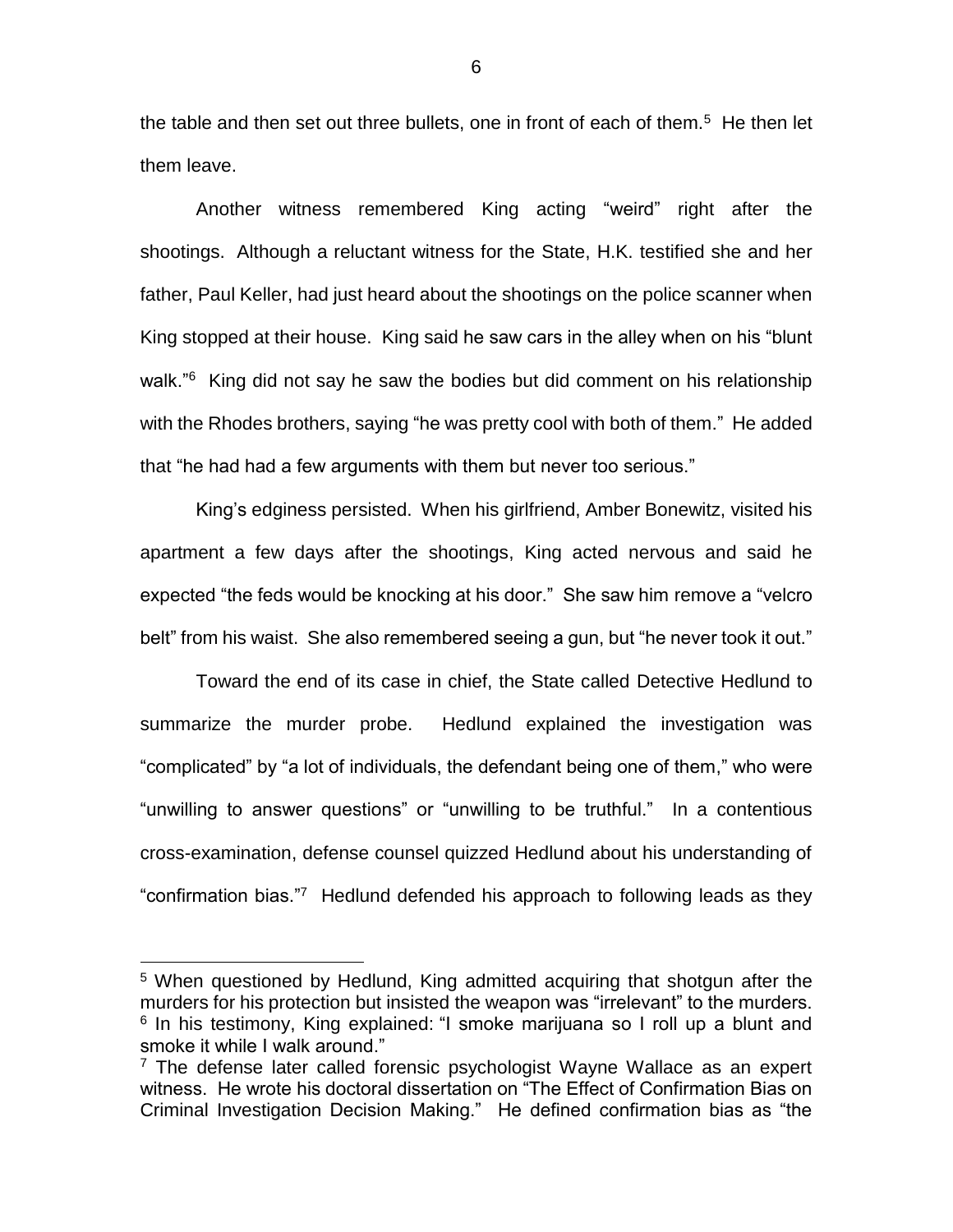the table and then set out three bullets, one in front of each of them.[5] He then let them leave.

Another witness remembered King acting "weird" right after the shootings. Although a reluctant witness for the State, H.K. testified she and her father, Paul Keller, had just heard about the shootings on the police scanner when King stopped at their house. King said he saw cars in the alley when on his "blunt walk."[6] King did not say he saw the bodies but did comment on his relationship with the Rhodes brothers, saying "he was pretty cool with both of them." He added that "he had had a few arguments with them but never too serious."

King's edginess persisted. When his girlfriend, Amber Bonewitz, visited his apartment a few days after the shootings, King acted nervous and said he expected "the feds would be knocking at his door." She saw him remove a "velcro belt" from his waist. She also remembered seeing a gun, but "he never took it out."

Toward the end of its case in chief, the State called Detective Hedlund to summarize the murder probe. Hedlund explained the investigation was "complicated" by "a lot of individuals, the defendant being one of them," who were "unwilling to answer questions" or "unwilling to be truthful." In a contentious cross-examination, defense counsel quizzed Hedlund about his understanding of "confirmation bias."[7] Hedlund defended his approach to following leads as they

---

[5] When questioned by Hedlund, King admitted acquiring that shotgun after the murders for his protection but insisted the weapon was "irrelevant" to the murders.

[6] In his testimony, King explained: "I smoke marijuana so I roll up a blunt and smoke it while I walk around."

[7] The defense later called forensic psychologist Wayne Wallace as an expert witness. He wrote his doctoral dissertation on "The Effect of Confirmation Bias on Criminal Investigation Decision Making." He defined confirmation bias as "the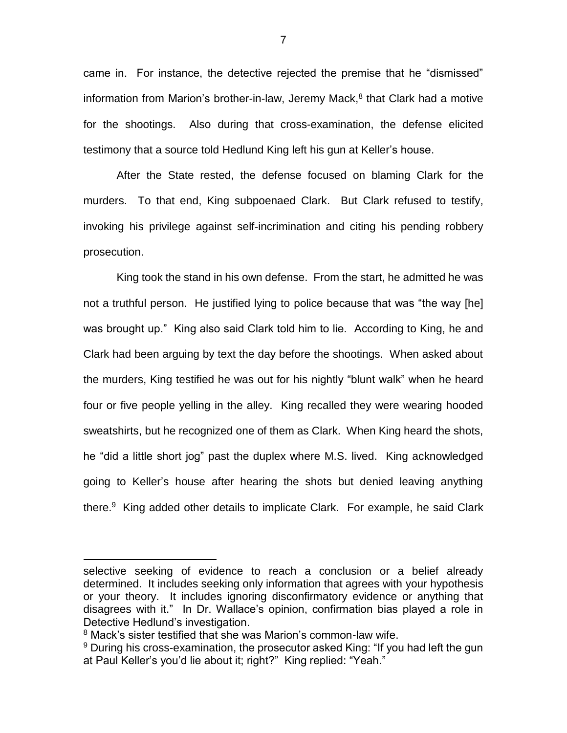came in. For instance, the detective rejected the premise that he "dismissed" information from Marion's brother-in-law, Jeremy Mack,[8] that Clark had a motive for the shootings. Also during that cross-examination, the defense elicited testimony that a source told Hedlund King left his gun at Keller's house.

After the State rested, the defense focused on blaming Clark for the murders. To that end, King subpoenaed Clark. But Clark refused to testify, invoking his privilege against self-incrimination and citing his pending robbery prosecution.

King took the stand in his own defense. From the start, he admitted he was not a truthful person. He justified lying to police because that was "the way [he] was brought up." King also said Clark told him to lie. According to King, he and Clark had been arguing by text the day before the shootings. When asked about the murders, King testified he was out for his nightly "blunt walk" when he heard four or five people yelling in the alley. King recalled they were wearing hooded sweatshirts, but he recognized one of them as Clark. When King heard the shots, he "did a little short jog" past the duplex where M.S. lived. King acknowledged going to Keller's house after hearing the shots but denied leaving anything there.[9] King added other details to implicate Clark. For example, he said Clark

---

selective seeking of evidence to reach a conclusion or a belief already determined. It includes seeking only information that agrees with your hypothesis or your theory. It includes ignoring disconfirmatory evidence or anything that disagrees with it." In Dr. Wallace's opinion, confirmation bias played a role in Detective Hedlund's investigation.

[8] Mack's sister testified that she was Marion's common-law wife.

[9] During his cross-examination, the prosecutor asked King: "If you had left the gun at Paul Keller's you'd lie about it; right?" King replied: "Yeah."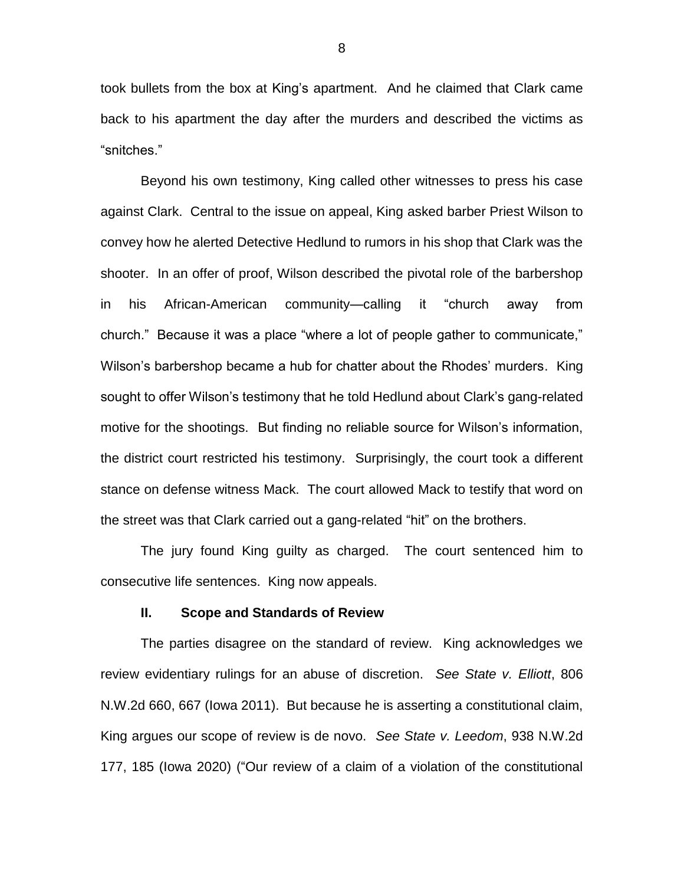took bullets from the box at King's apartment. And he claimed that Clark came back to his apartment the day after the murders and described the victims as "snitches."

Beyond his own testimony, King called other witnesses to press his case against Clark. Central to the issue on appeal, King asked barber Priest Wilson to convey how he alerted Detective Hedlund to rumors in his shop that Clark was the shooter. In an offer of proof, Wilson described the pivotal role of the barbershop in his African-American community—calling it "church away from church." Because it was a place "where a lot of people gather to communicate," Wilson's barbershop became a hub for chatter about the Rhodes' murders. King sought to offer Wilson's testimony that he told Hedlund about Clark's gang-related motive for the shootings. But finding no reliable source for Wilson's information, the district court restricted his testimony. Surprisingly, the court took a different stance on defense witness Mack. The court allowed Mack to testify that word on the street was that Clark carried out a gang-related "hit" on the brothers.

The jury found King guilty as charged. The court sentenced him to consecutive life sentences. King now appeals.

## II. Scope and Standards of Review

The parties disagree on the standard of review. King acknowledges we review evidentiary rulings for an abuse of discretion. *See State v. Elliott*, 806 N.W.2d 660, 667 (Iowa 2011). But because he is asserting a constitutional claim, King argues our scope of review is de novo. *See State v. Leedom*, 938 N.W.2d 177, 185 (Iowa 2020) ("Our review of a claim of a violation of the constitutional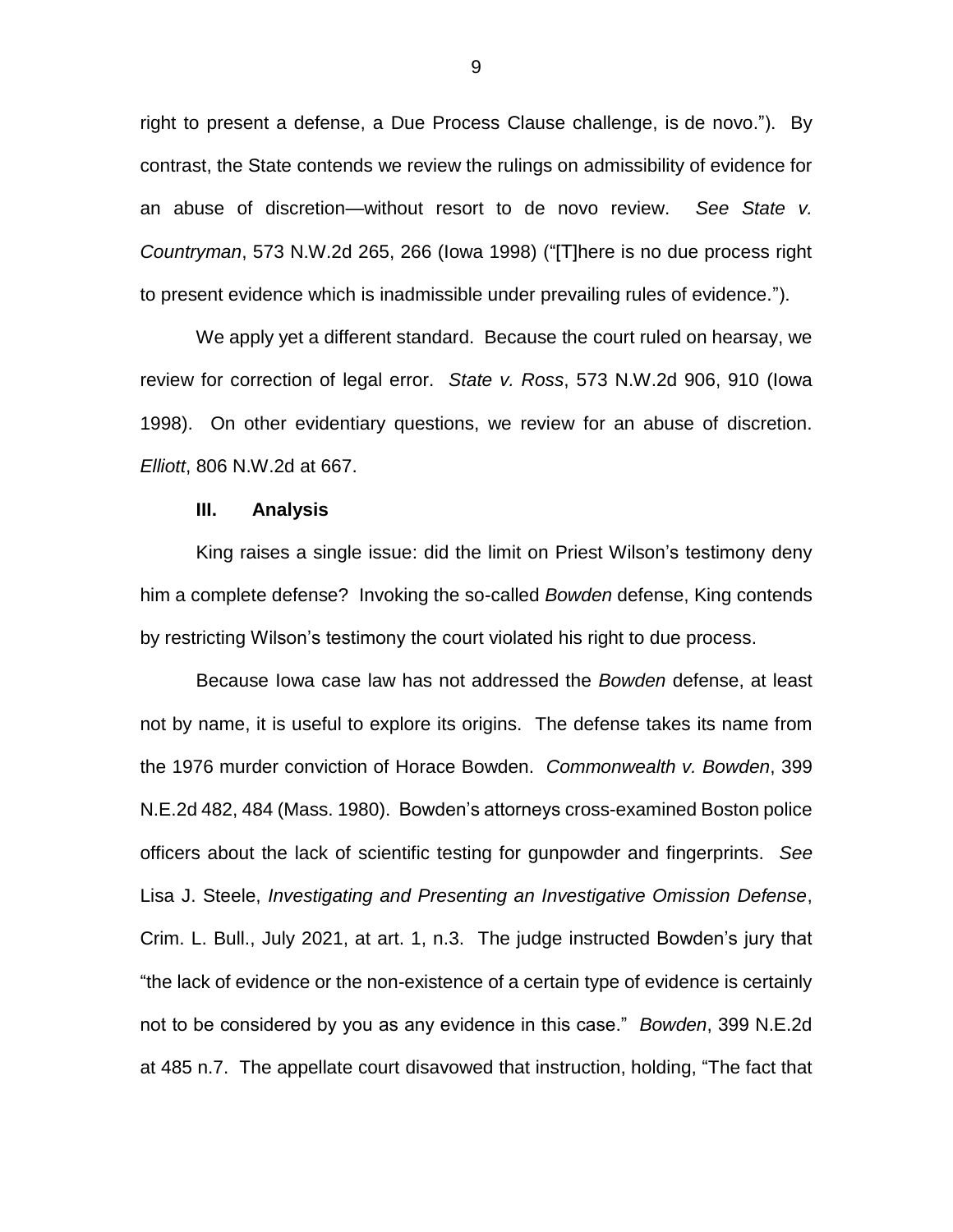right to present a defense, a Due Process Clause challenge, is de novo."). By contrast, the State contends we review the rulings on admissibility of evidence for an abuse of discretion—without resort to de novo review. *See State v. Countryman*, 573 N.W.2d 265, 266 (Iowa 1998) ("[T]here is no due process right to present evidence which is inadmissible under prevailing rules of evidence.").

We apply yet a different standard. Because the court ruled on hearsay, we review for correction of legal error. *State v. Ross*, 573 N.W.2d 906, 910 (Iowa 1998). On other evidentiary questions, we review for an abuse of discretion. *Elliott*, 806 N.W.2d at 667.

### III. Analysis

King raises a single issue: did the limit on Priest Wilson's testimony deny him a complete defense? Invoking the so-called *Bowden* defense, King contends by restricting Wilson's testimony the court violated his right to due process.

Because Iowa case law has not addressed the *Bowden* defense, at least not by name, it is useful to explore its origins. The defense takes its name from the 1976 murder conviction of Horace Bowden. *Commonwealth v. Bowden*, 399 N.E.2d 482, 484 (Mass. 1980). Bowden's attorneys cross-examined Boston police officers about the lack of scientific testing for gunpowder and fingerprints. *See* Lisa J. Steele, *Investigating and Presenting an Investigative Omission Defense*, Crim. L. Bull., July 2021, at art. 1, n.3. The judge instructed Bowden's jury that "the lack of evidence or the non-existence of a certain type of evidence is certainly not to be considered by you as any evidence in this case." *Bowden*, 399 N.E.2d at 485 n.7. The appellate court disavowed that instruction, holding, "The fact that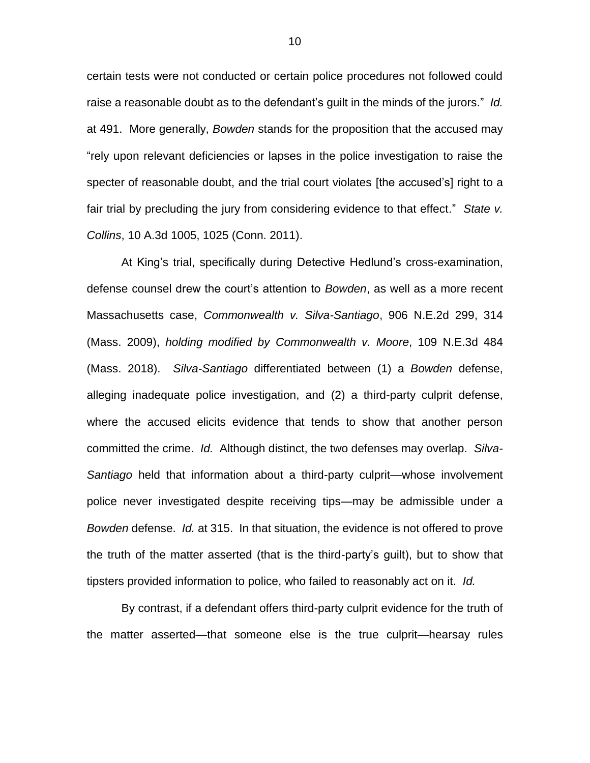certain tests were not conducted or certain police procedures not followed could raise a reasonable doubt as to the defendant's guilt in the minds of the jurors." *Id.* at 491. More generally, *Bowden* stands for the proposition that the accused may "rely upon relevant deficiencies or lapses in the police investigation to raise the specter of reasonable doubt, and the trial court violates [the accused's] right to a fair trial by precluding the jury from considering evidence to that effect." *State v. Collins*, 10 A.3d 1005, 1025 (Conn. 2011).

At King's trial, specifically during Detective Hedlund's cross-examination, defense counsel drew the court's attention to *Bowden*, as well as a more recent Massachusetts case, *Commonwealth v. Silva-Santiago*, 906 N.E.2d 299, 314 (Mass. 2009), *holding modified by Commonwealth v. Moore*, 109 N.E.3d 484 (Mass. 2018). *Silva-Santiago* differentiated between (1) a *Bowden* defense, alleging inadequate police investigation, and (2) a third-party culprit defense, where the accused elicits evidence that tends to show that another person committed the crime. *Id.* Although distinct, the two defenses may overlap. *Silva-Santiago* held that information about a third-party culprit—whose involvement police never investigated despite receiving tips—may be admissible under a *Bowden* defense. *Id.* at 315. In that situation, the evidence is not offered to prove the truth of the matter asserted (that is the third-party's guilt), but to show that tipsters provided information to police, who failed to reasonably act on it. *Id.*

By contrast, if a defendant offers third-party culprit evidence for the truth of the matter asserted—that someone else is the true culprit—hearsay rules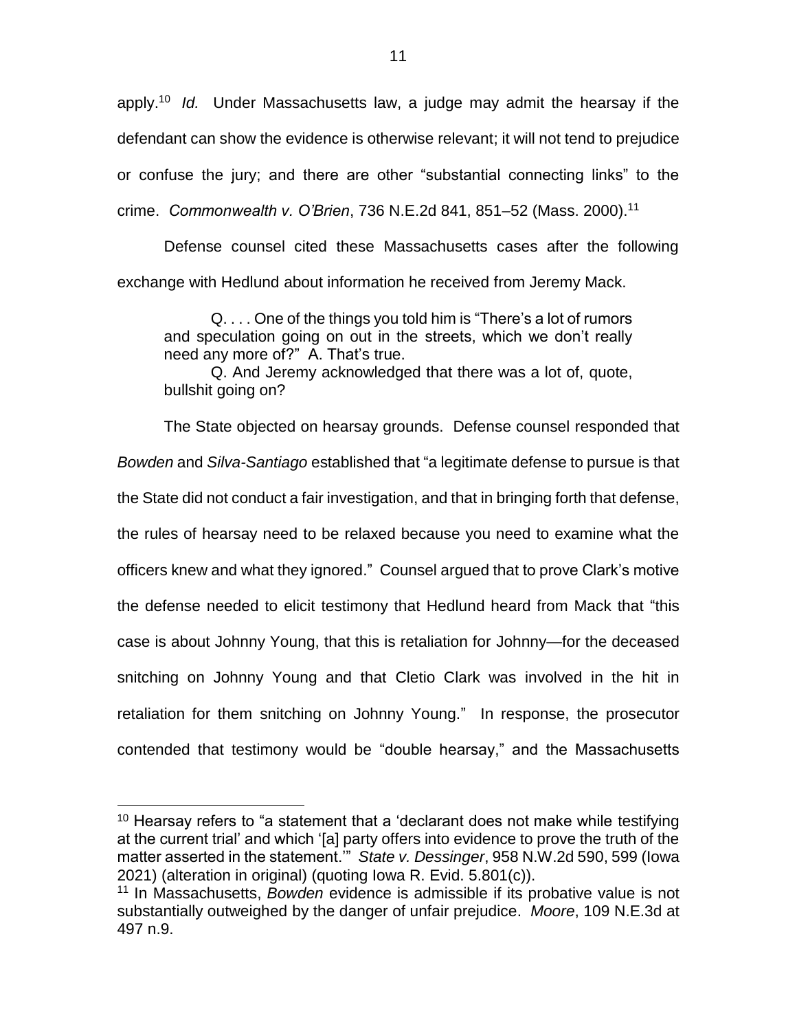apply.[10] *Id.* Under Massachusetts law, a judge may admit the hearsay if the defendant can show the evidence is otherwise relevant; it will not tend to prejudice or confuse the jury; and there are other "substantial connecting links" to the crime. *Commonwealth v. O'Brien*, 736 N.E.2d 841, 851–52 (Mass. 2000).[11]

Defense counsel cited these Massachusetts cases after the following exchange with Hedlund about information he received from Jeremy Mack.

> Q. . . . One of the things you told him is "There's a lot of rumors and speculation going on out in the streets, which we don't really need any more of?" A. That's true.
>
> Q. And Jeremy acknowledged that there was a lot of, quote, bullshit going on?

The State objected on hearsay grounds. Defense counsel responded that *Bowden* and *Silva-Santiago* established that "a legitimate defense to pursue is that the State did not conduct a fair investigation, and that in bringing forth that defense, the rules of hearsay need to be relaxed because you need to examine what the officers knew and what they ignored." Counsel argued that to prove Clark's motive the defense needed to elicit testimony that Hedlund heard from Mack that "this case is about Johnny Young, that this is retaliation for Johnny—for the deceased snitching on Johnny Young and that Cletio Clark was involved in the hit in retaliation for them snitching on Johnny Young." In response, the prosecutor contended that testimony would be "double hearsay," and the Massachusetts

---

[10] Hearsay refers to "a statement that a 'declarant does not make while testifying at the current trial' and which '[a] party offers into evidence to prove the truth of the matter asserted in the statement.'" *State v. Dessinger*, 958 N.W.2d 590, 599 (Iowa 2021) (alteration in original) (quoting Iowa R. Evid. 5.801(c)).

[11] In Massachusetts, *Bowden* evidence is admissible if its probative value is not substantially outweighed by the danger of unfair prejudice. *Moore*, 109 N.E.3d at 497 n.9.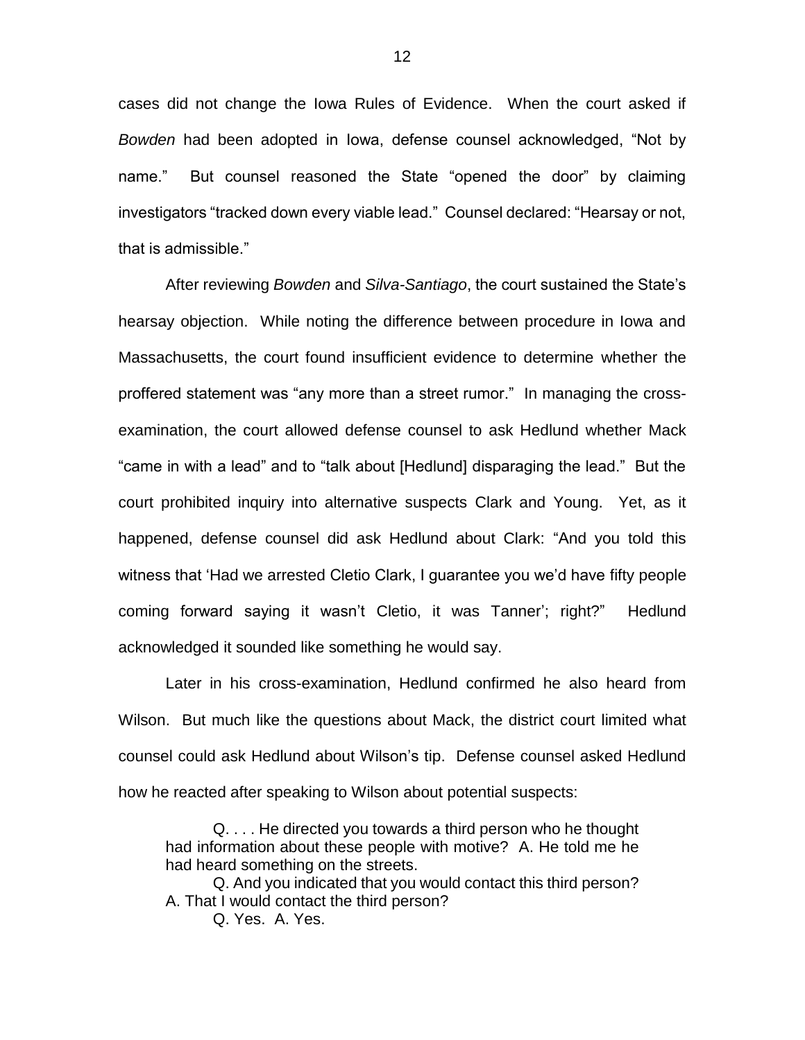cases did not change the Iowa Rules of Evidence. When the court asked if *Bowden* had been adopted in Iowa, defense counsel acknowledged, "Not by name." But counsel reasoned the State "opened the door" by claiming investigators "tracked down every viable lead." Counsel declared: "Hearsay or not, that is admissible."

After reviewing *Bowden* and *Silva-Santiago*, the court sustained the State's hearsay objection. While noting the difference between procedure in Iowa and Massachusetts, the court found insufficient evidence to determine whether the proffered statement was "any more than a street rumor." In managing the cross-examination, the court allowed defense counsel to ask Hedlund whether Mack "came in with a lead" and to "talk about [Hedlund] disparaging the lead." But the court prohibited inquiry into alternative suspects Clark and Young. Yet, as it happened, defense counsel did ask Hedlund about Clark: "And you told this witness that 'Had we arrested Cletio Clark, I guarantee you we'd have fifty people coming forward saying it wasn't Cletio, it was Tanner'; right?" Hedlund acknowledged it sounded like something he would say.

Later in his cross-examination, Hedlund confirmed he also heard from Wilson. But much like the questions about Mack, the district court limited what counsel could ask Hedlund about Wilson's tip. Defense counsel asked Hedlund how he reacted after speaking to Wilson about potential suspects:

> Q. . . . He directed you towards a third person who he thought had information about these people with motive? A. He told me he had heard something on the streets.
>
> Q. And you indicated that you would contact this third person? A. That I would contact the third person?
>
> Q. Yes. A. Yes.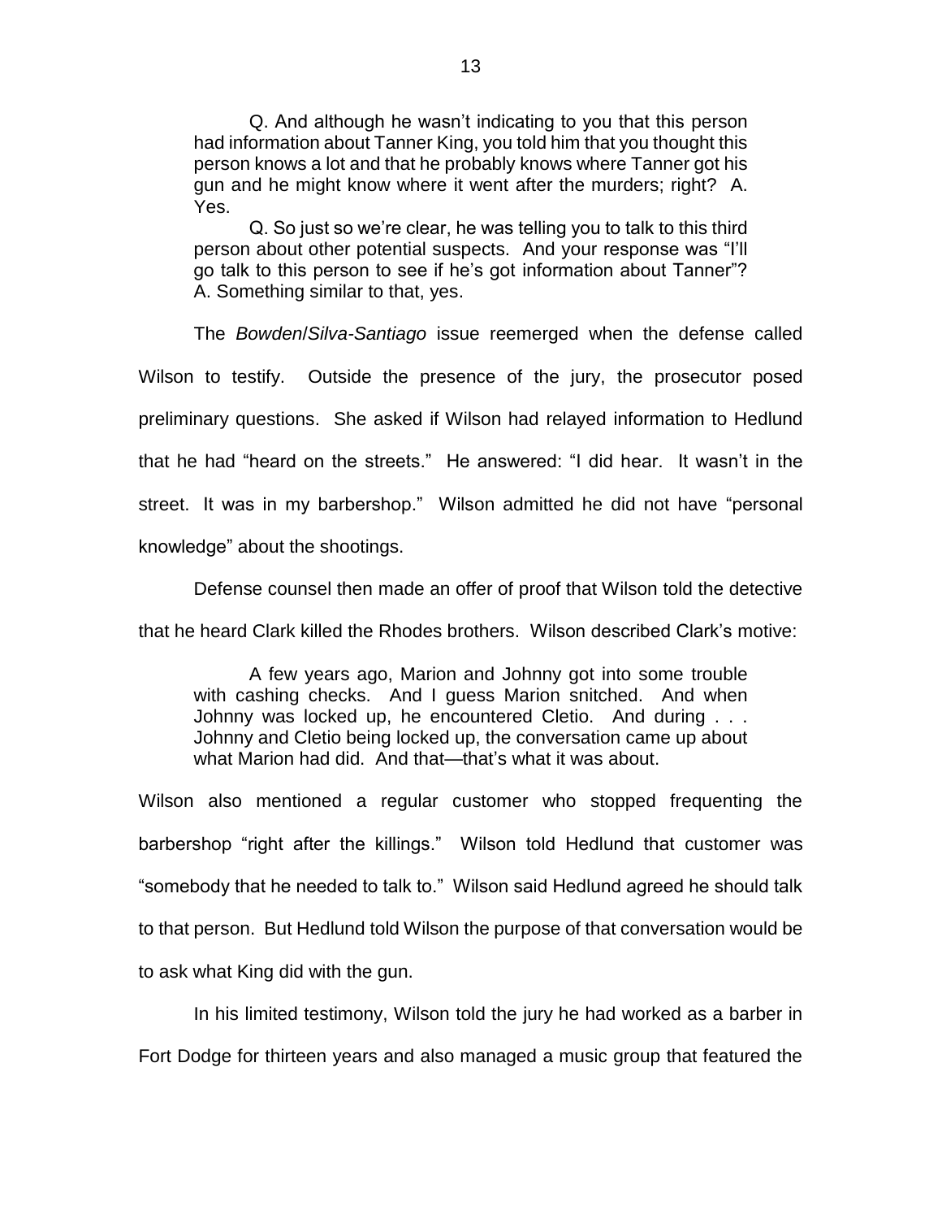> Q. And although he wasn't indicating to you that this person had information about Tanner King, you told him that you thought this person knows a lot and that he probably knows where Tanner got his gun and he might know where it went after the murders; right? A. Yes.
>
> Q. So just so we're clear, he was telling you to talk to this third person about other potential suspects. And your response was "I'll go talk to this person to see if he's got information about Tanner"? A. Something similar to that, yes.

The *Bowden*/*Silva-Santiago* issue reemerged when the defense called Wilson to testify. Outside the presence of the jury, the prosecutor posed preliminary questions. She asked if Wilson had relayed information to Hedlund that he had "heard on the streets." He answered: "I did hear. It wasn't in the street. It was in my barbershop." Wilson admitted he did not have "personal knowledge" about the shootings.

Defense counsel then made an offer of proof that Wilson told the detective that he heard Clark killed the Rhodes brothers. Wilson described Clark's motive:

> A few years ago, Marion and Johnny got into some trouble with cashing checks. And I guess Marion snitched. And when Johnny was locked up, he encountered Cletio. And during . . . Johnny and Cletio being locked up, the conversation came up about what Marion had did. And that—that's what it was about.

Wilson also mentioned a regular customer who stopped frequenting the barbershop "right after the killings." Wilson told Hedlund that customer was "somebody that he needed to talk to." Wilson said Hedlund agreed he should talk to that person. But Hedlund told Wilson the purpose of that conversation would be to ask what King did with the gun.

In his limited testimony, Wilson told the jury he had worked as a barber in Fort Dodge for thirteen years and also managed a music group that featured the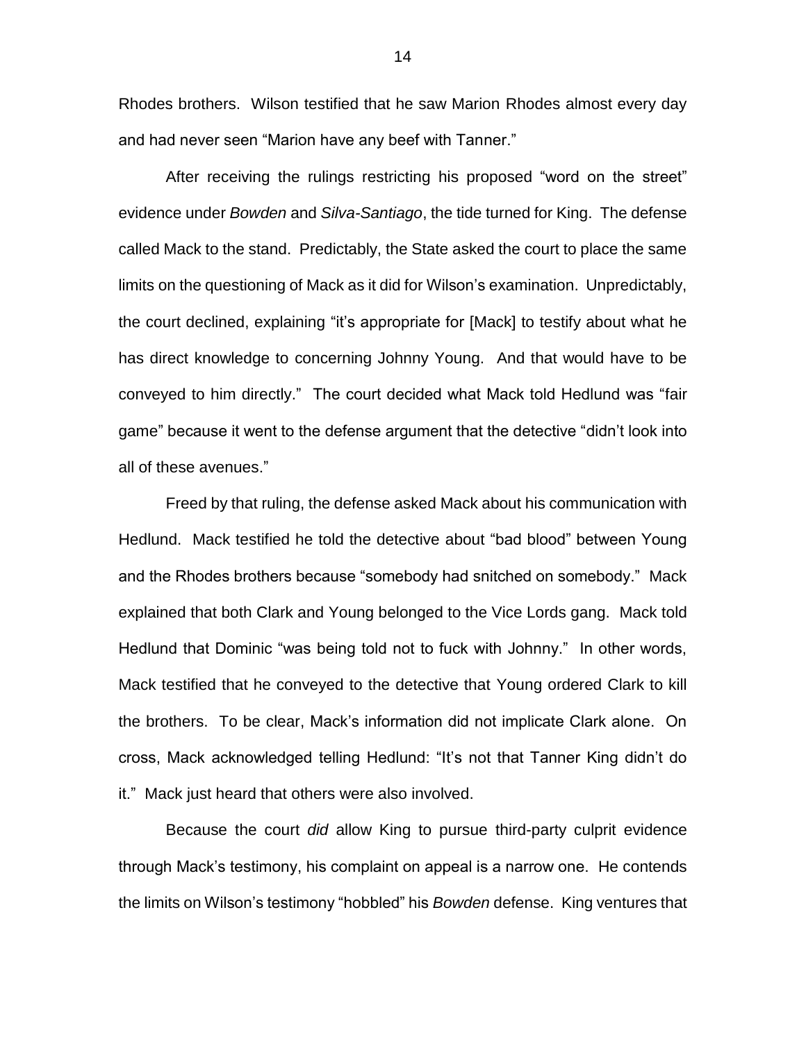Rhodes brothers. Wilson testified that he saw Marion Rhodes almost every day and had never seen "Marion have any beef with Tanner."

After receiving the rulings restricting his proposed "word on the street" evidence under *Bowden* and *Silva-Santiago*, the tide turned for King. The defense called Mack to the stand. Predictably, the State asked the court to place the same limits on the questioning of Mack as it did for Wilson's examination. Unpredictably, the court declined, explaining "it's appropriate for [Mack] to testify about what he has direct knowledge to concerning Johnny Young. And that would have to be conveyed to him directly." The court decided what Mack told Hedlund was "fair game" because it went to the defense argument that the detective "didn't look into all of these avenues."

Freed by that ruling, the defense asked Mack about his communication with Hedlund. Mack testified he told the detective about "bad blood" between Young and the Rhodes brothers because "somebody had snitched on somebody." Mack explained that both Clark and Young belonged to the Vice Lords gang. Mack told Hedlund that Dominic "was being told not to fuck with Johnny." In other words, Mack testified that he conveyed to the detective that Young ordered Clark to kill the brothers. To be clear, Mack's information did not implicate Clark alone. On cross, Mack acknowledged telling Hedlund: "It's not that Tanner King didn't do it." Mack just heard that others were also involved.

Because the court *did* allow King to pursue third-party culprit evidence through Mack's testimony, his complaint on appeal is a narrow one. He contends the limits on Wilson's testimony "hobbled" his *Bowden* defense. King ventures that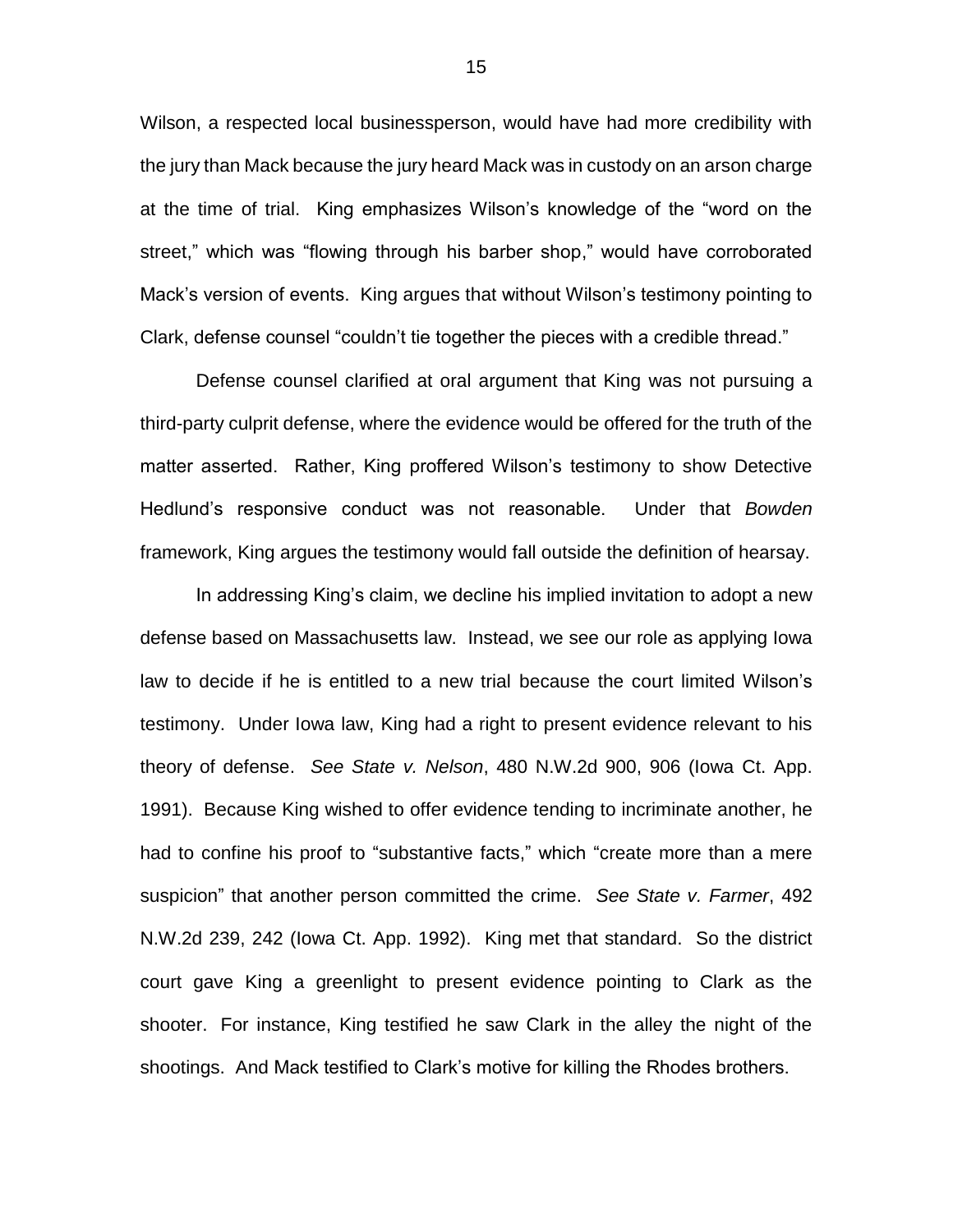Wilson, a respected local businessperson, would have had more credibility with the jury than Mack because the jury heard Mack was in custody on an arson charge at the time of trial. King emphasizes Wilson's knowledge of the "word on the street," which was "flowing through his barber shop," would have corroborated Mack's version of events. King argues that without Wilson's testimony pointing to Clark, defense counsel "couldn't tie together the pieces with a credible thread."

Defense counsel clarified at oral argument that King was not pursuing a third-party culprit defense, where the evidence would be offered for the truth of the matter asserted. Rather, King proffered Wilson's testimony to show Detective Hedlund's responsive conduct was not reasonable. Under that *Bowden* framework, King argues the testimony would fall outside the definition of hearsay.

In addressing King's claim, we decline his implied invitation to adopt a new defense based on Massachusetts law. Instead, we see our role as applying Iowa law to decide if he is entitled to a new trial because the court limited Wilson's testimony. Under Iowa law, King had a right to present evidence relevant to his theory of defense. *See State v. Nelson*, 480 N.W.2d 900, 906 (Iowa Ct. App. 1991). Because King wished to offer evidence tending to incriminate another, he had to confine his proof to "substantive facts," which "create more than a mere suspicion" that another person committed the crime. *See State v. Farmer*, 492 N.W.2d 239, 242 (Iowa Ct. App. 1992). King met that standard. So the district court gave King a greenlight to present evidence pointing to Clark as the shooter. For instance, King testified he saw Clark in the alley the night of the shootings. And Mack testified to Clark's motive for killing the Rhodes brothers.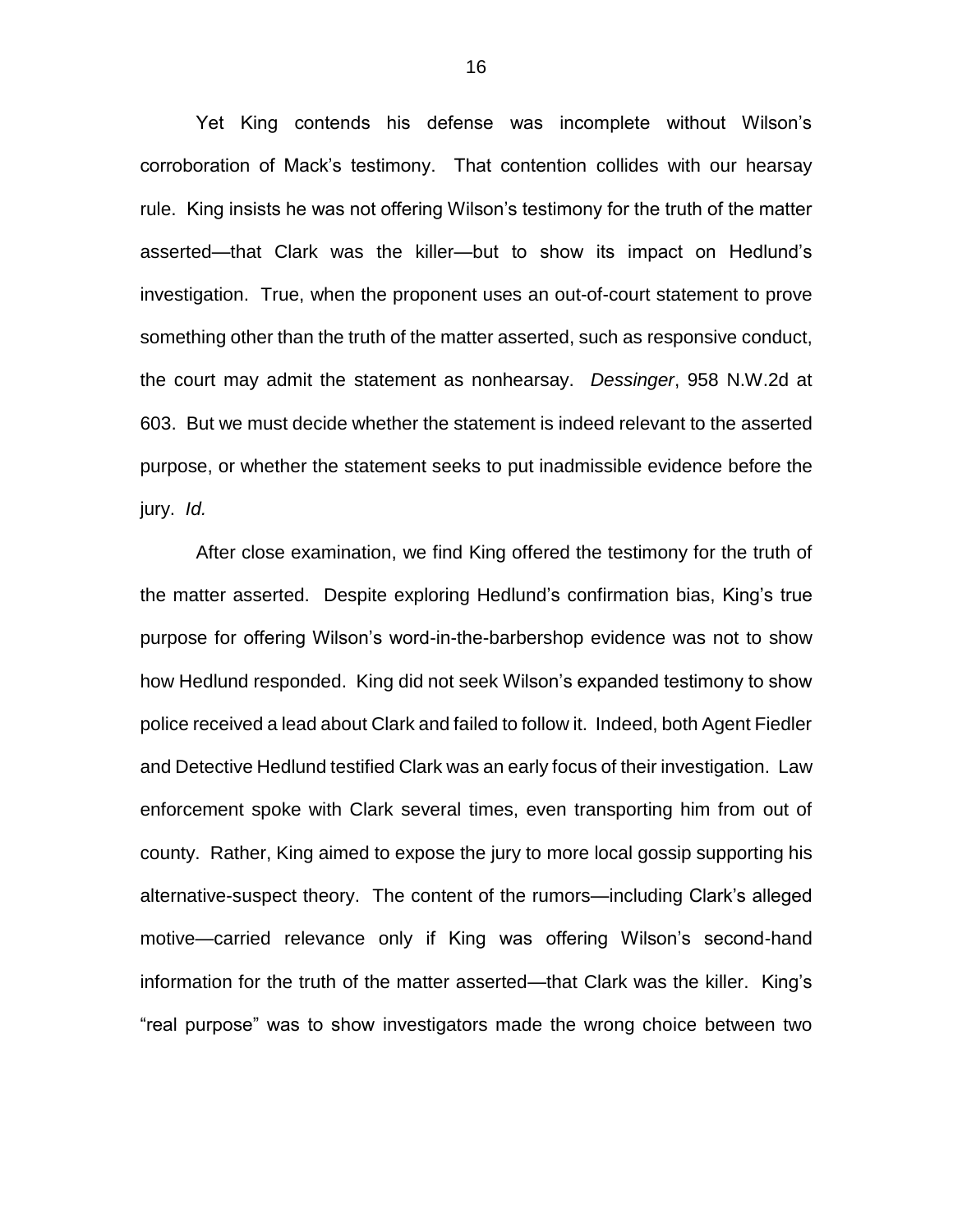Yet King contends his defense was incomplete without Wilson's corroboration of Mack's testimony. That contention collides with our hearsay rule. King insists he was not offering Wilson's testimony for the truth of the matter asserted—that Clark was the killer—but to show its impact on Hedlund's investigation. True, when the proponent uses an out-of-court statement to prove something other than the truth of the matter asserted, such as responsive conduct, the court may admit the statement as nonhearsay. *Dessinger*, 958 N.W.2d at 603. But we must decide whether the statement is indeed relevant to the asserted purpose, or whether the statement seeks to put inadmissible evidence before the jury. *Id.*

After close examination, we find King offered the testimony for the truth of the matter asserted. Despite exploring Hedlund's confirmation bias, King's true purpose for offering Wilson's word-in-the-barbershop evidence was not to show how Hedlund responded. King did not seek Wilson's expanded testimony to show police received a lead about Clark and failed to follow it. Indeed, both Agent Fiedler and Detective Hedlund testified Clark was an early focus of their investigation. Law enforcement spoke with Clark several times, even transporting him from out of county. Rather, King aimed to expose the jury to more local gossip supporting his alternative-suspect theory. The content of the rumors—including Clark's alleged motive—carried relevance only if King was offering Wilson's second-hand information for the truth of the matter asserted—that Clark was the killer. King's "real purpose" was to show investigators made the wrong choice between two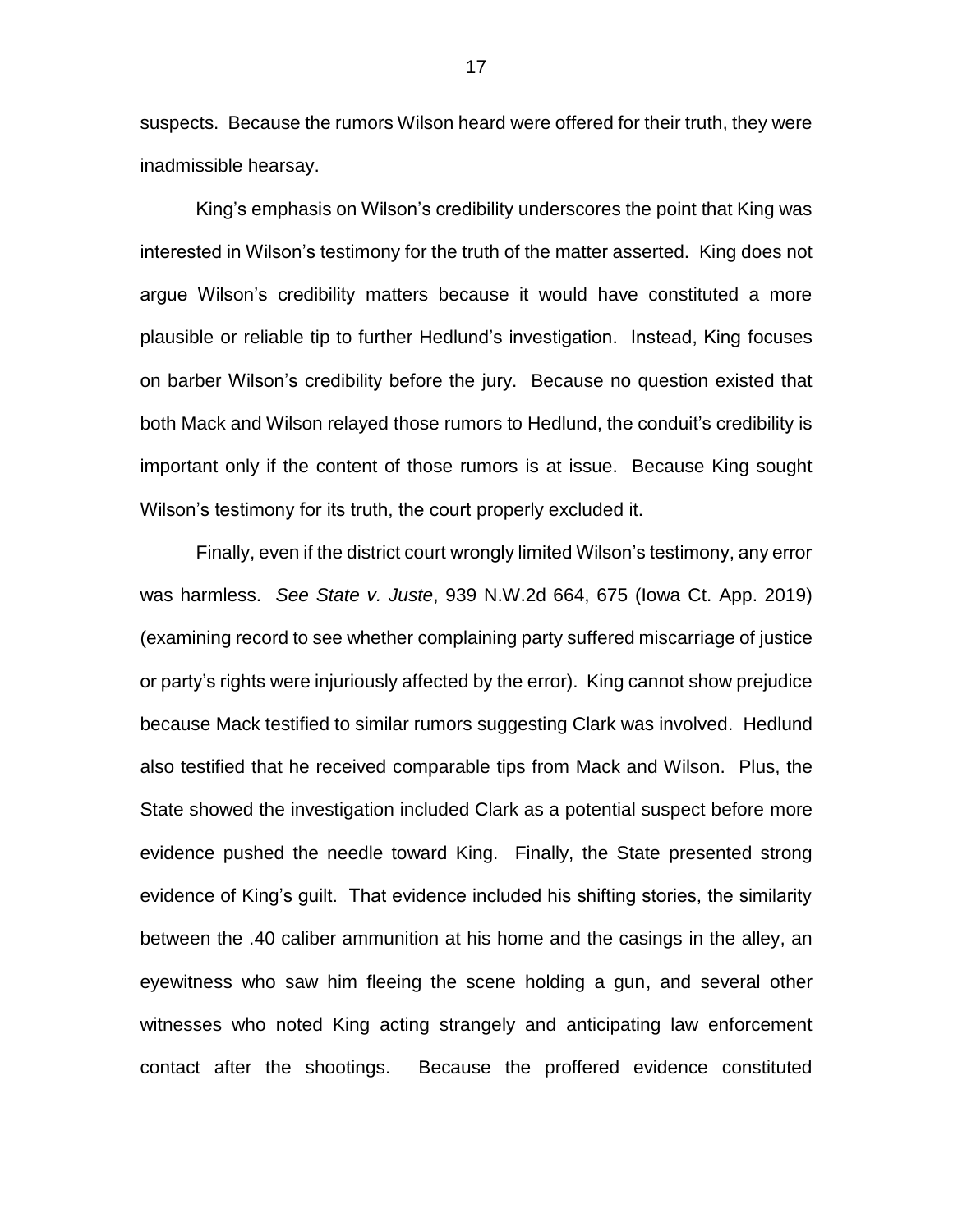suspects. Because the rumors Wilson heard were offered for their truth, they were inadmissible hearsay.

King's emphasis on Wilson's credibility underscores the point that King was interested in Wilson's testimony for the truth of the matter asserted. King does not argue Wilson's credibility matters because it would have constituted a more plausible or reliable tip to further Hedlund's investigation. Instead, King focuses on barber Wilson's credibility before the jury. Because no question existed that both Mack and Wilson relayed those rumors to Hedlund, the conduit's credibility is important only if the content of those rumors is at issue. Because King sought Wilson's testimony for its truth, the court properly excluded it.

Finally, even if the district court wrongly limited Wilson's testimony, any error was harmless. *See State v. Juste*, 939 N.W.2d 664, 675 (Iowa Ct. App. 2019) (examining record to see whether complaining party suffered miscarriage of justice or party's rights were injuriously affected by the error). King cannot show prejudice because Mack testified to similar rumors suggesting Clark was involved. Hedlund also testified that he received comparable tips from Mack and Wilson. Plus, the State showed the investigation included Clark as a potential suspect before more evidence pushed the needle toward King. Finally, the State presented strong evidence of King's guilt. That evidence included his shifting stories, the similarity between the .40 caliber ammunition at his home and the casings in the alley, an eyewitness who saw him fleeing the scene holding a gun, and several other witnesses who noted King acting strangely and anticipating law enforcement contact after the shootings. Because the proffered evidence constituted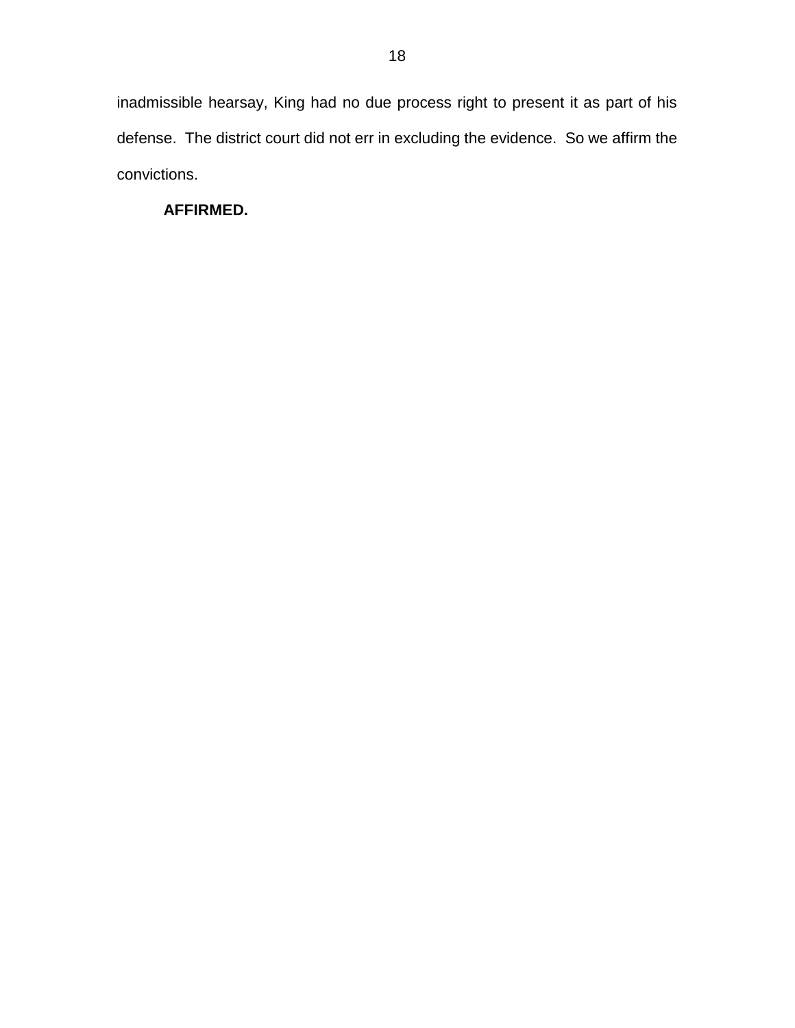inadmissible hearsay, King had no due process right to present it as part of his defense. The district court did not err in excluding the evidence. So we affirm the convictions.

**AFFIRMED.**